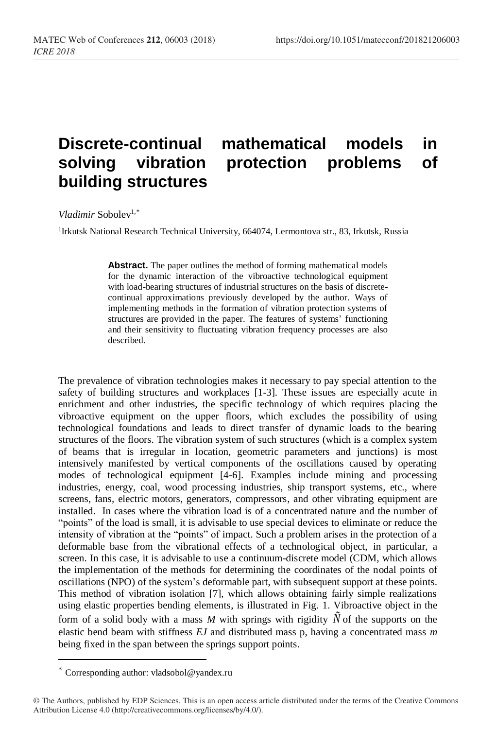# Discrete-continual mathematical models in solving vibration protection problems of building structures

*Vladimir* Sobolev[1,*]

[1]Irkutsk National Research Technical University, 664074, Lermontova str., 83, Irkutsk, Russia

> **Abstract.** The paper outlines the method of forming mathematical models for the dynamic interaction of the vibroactive technological equipment with load-bearing structures of industrial structures on the basis of discrete-continual approximations previously developed by the author. Ways of implementing methods in the formation of vibration protection systems of structures are provided in the paper. The features of systems' functioning and their sensitivity to fluctuating vibration frequency processes are also described.

The prevalence of vibration technologies makes it necessary to pay special attention to the safety of building structures and workplaces [1-3]. These issues are especially acute in enrichment and other industries, the specific technology of which requires placing the vibroactive equipment on the upper floors, which excludes the possibility of using technological foundations and leads to direct transfer of dynamic loads to the bearing structures of the floors. The vibration system of such structures (which is a complex system of beams that is irregular in location, geometric parameters and junctions) is most intensively manifested by vertical components of the oscillations caused by operating modes of technological equipment [4-6]. Examples include mining and processing industries, energy, coal, wood processing industries, ship transport systems, etc., where screens, fans, electric motors, generators, compressors, and other vibrating equipment are installed. In cases where the vibration load is of a concentrated nature and the number of "points" of the load is small, it is advisable to use special devices to eliminate or reduce the intensity of vibration at the "points" of impact. Such a problem arises in the protection of a deformable base from the vibrational effects of a technological object, in particular, a screen. In this case, it is advisable to use a continuum-discrete model (CDM, which allows the implementation of the methods for determining the coordinates of the nodal points of oscillations (NPO) of the system's deformable part, with subsequent support at these points. This method of vibration isolation [7], which allows obtaining fairly simple realizations using elastic properties bending elements, is illustrated in Fig. 1. Vibroactive object in the form of a solid body with a mass $M$ with springs with rigidity $\tilde{N}$ of the supports on the elastic bend beam with stiffness $EJ$ and distributed mass p, having a concentrated mass $m$ being fixed in the span between the springs support points.

---

[*] Corresponding author: vladsobol@yandex.ru

© The Authors, published by EDP Sciences. This is an open access article distributed under the terms of the Creative Commons Attribution License 4.0 (http://creativecommons.org/licenses/by/4.0/).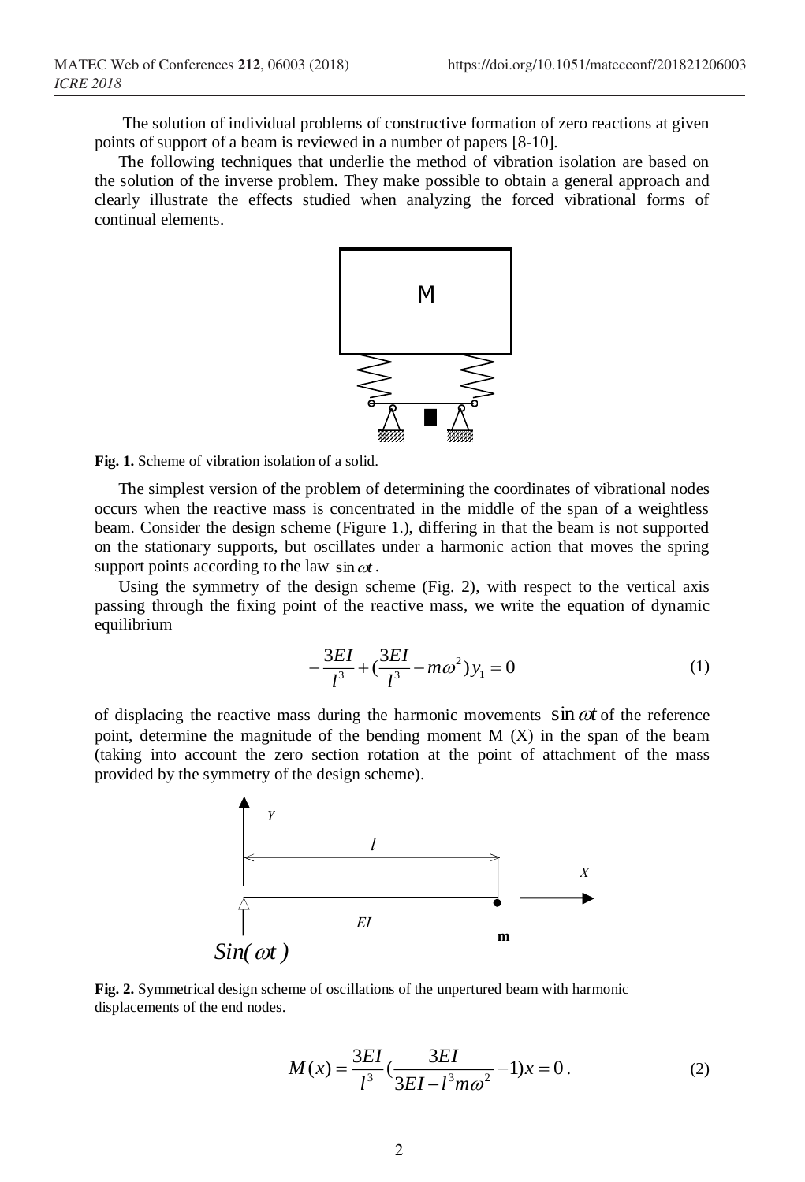The solution of individual problems of constructive formation of zero reactions at given points of support of a beam is reviewed in a number of papers [8-10].

The following techniques that underlie the method of vibration isolation are based on the solution of the inverse problem. They make possible to obtain a general approach and clearly illustrate the effects studied when analyzing the forced vibrational forms of continual elements.

M

**Fig. 1.** Scheme of vibration isolation of a solid.

The simplest version of the problem of determining the coordinates of vibrational nodes occurs when the reactive mass is concentrated in the middle of the span of a weightless beam. Consider the design scheme (Figure 1.), differing in that the beam is not supported on the stationary supports, but oscillates under a harmonic action that moves the spring support points according to the law $\sin\omega t$.

Using the symmetry of the design scheme (Fig. 2), with respect to the vertical axis passing through the fixing point of the reactive mass, we write the equation of dynamic equilibrium

$$-\frac{3EI}{l^3}+(\frac{3EI}{l^3}-m\omega^2)y_1=0 \tag{1}$$

of displacing the reactive mass during the harmonic movements $\sin\omega t$ of the reference point, determine the magnitude of the bending moment M (X) in the span of the beam (taking into account the zero section rotation at the point of attachment of the mass provided by the symmetry of the design scheme).

Y

$l$

X

EI

m

$Sin(\omega t)$

**Fig. 2.** Symmetrical design scheme of oscillations of the unpertured beam with harmonic displacements of the end nodes.

$$M(x)=\frac{3EI}{l^3}(\frac{3EI}{3EI-l^3m\omega^2}-1)x=0\,. \tag{2}$$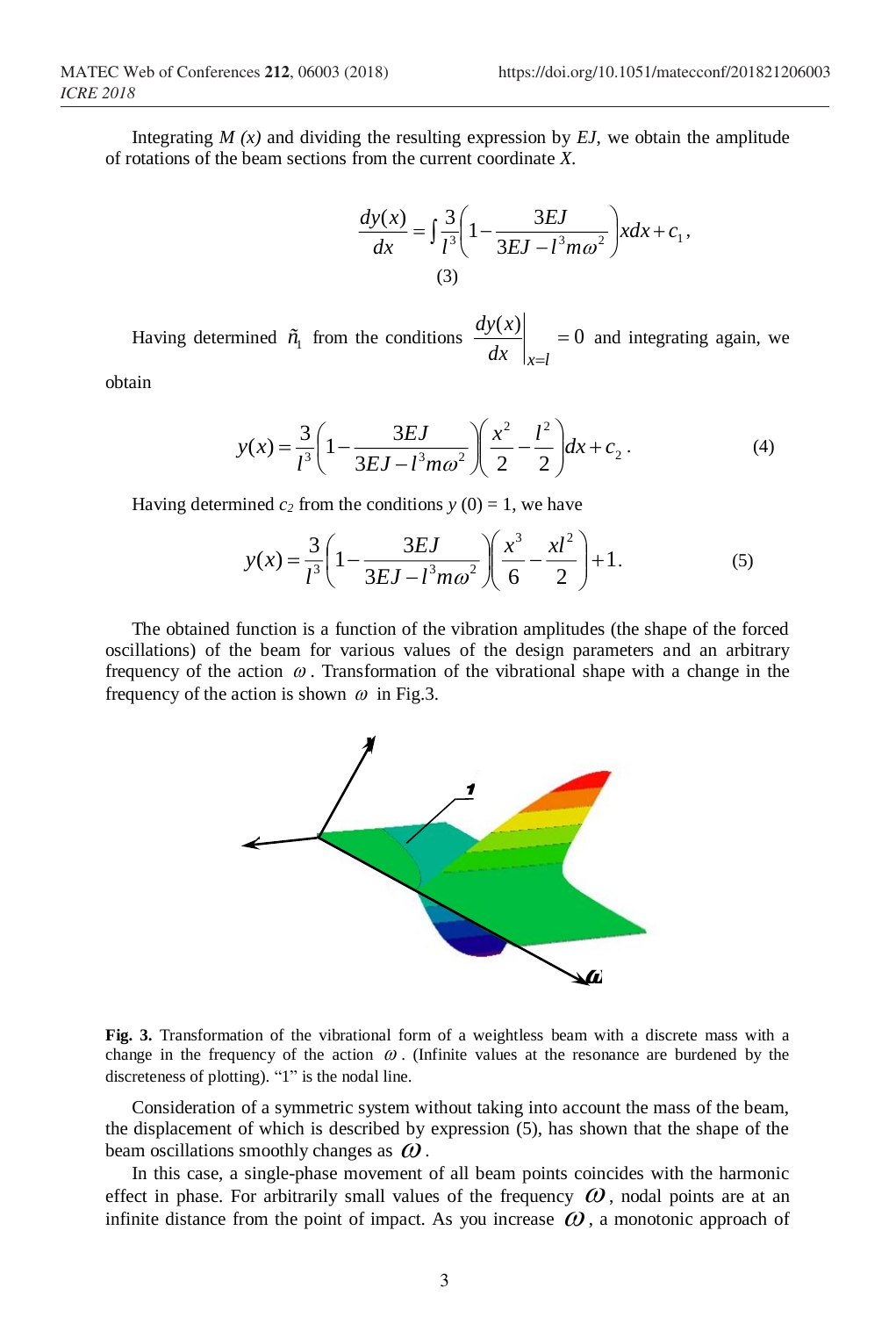Integrating *M (x)* and dividing the resulting expression by *EJ*, we obtain the amplitude of rotations of the beam sections from the current coordinate *X*.

$$\frac{dy(x)}{dx} = \int \frac{3}{l^3}\left(1 - \frac{3EJ}{3EJ - l^3 m\omega^2}\right) x dx + c_1, \tag{3}$$

Having determined $\tilde{n}_1$ from the conditions $\left.\frac{dy(x)}{dx}\right|_{x=l} = 0$ and integrating again, we obtain

$$y(x) = \frac{3}{l^3}\left(1 - \frac{3EJ}{3EJ - l^3 m\omega^2}\right)\left(\frac{x^2}{2} - \frac{l^2}{2}\right) dx + c_2 \,. \tag{4}$$

Having determined $c_2$ from the conditions $y(0) = 1$, we have

$$y(x) = \frac{3}{l^3}\left(1 - \frac{3EJ}{3EJ - l^3 m\omega^2}\right)\left(\frac{x^3}{6} - \frac{xl^2}{2}\right) + 1. \tag{5}$$

The obtained function is a function of the vibration amplitudes (the shape of the forced oscillations) of the beam for various values of the design parameters and an arbitrary frequency of the action $\omega$. Transformation of the vibrational shape with a change in the frequency of the action is shown $\omega$ in Fig.3.

**Fig. 3.** Transformation of the vibrational form of a weightless beam with a discrete mass with a change in the frequency of the action $\omega$. (Infinite values at the resonance are burdened by the discreteness of plotting). "1" is the nodal line.

Consideration of a symmetric system without taking into account the mass of the beam, the displacement of which is described by expression (5), has shown that the shape of the beam oscillations smoothly changes as $\omega$.

In this case, a single-phase movement of all beam points coincides with the harmonic effect in phase. For arbitrarily small values of the frequency $\omega$, nodal points are at an infinite distance from the point of impact. As you increase $\omega$, a monotonic approach of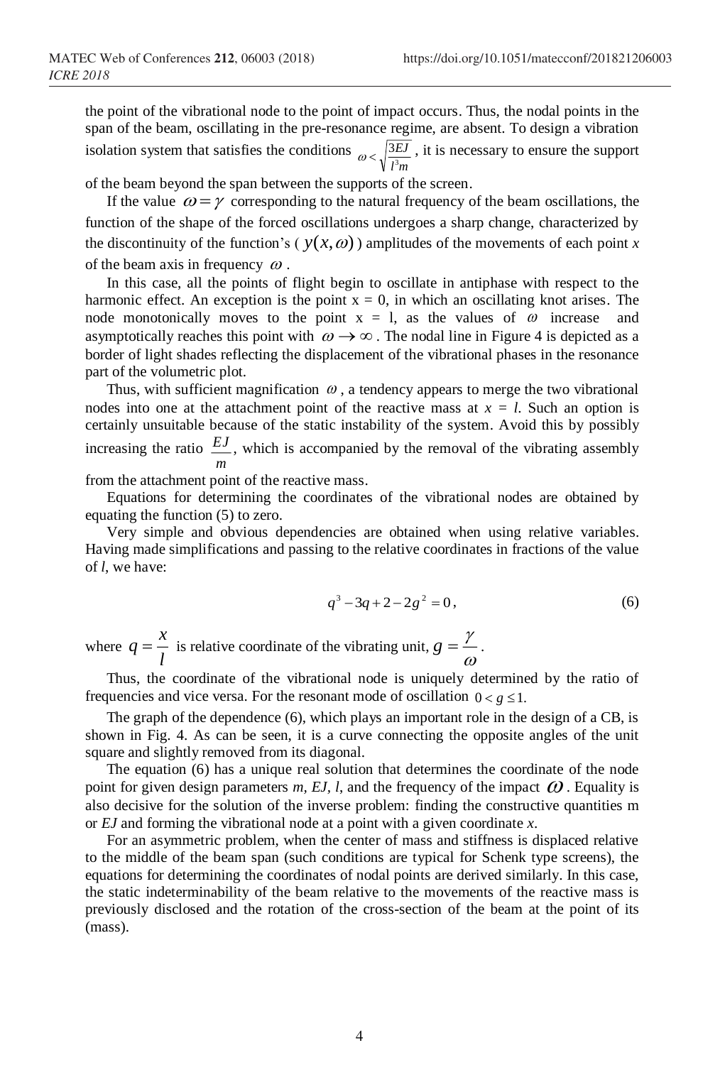the point of the vibrational node to the point of impact occurs. Thus, the nodal points in the span of the beam, oscillating in the pre-resonance regime, are absent. To design a vibration isolation system that satisfies the conditions $\omega < \sqrt{\frac{3EJ}{l^3 m}}$, it is necessary to ensure the support of the beam beyond the span between the supports of the screen.

If the value $\omega = \gamma$ corresponding to the natural frequency of the beam oscillations, the function of the shape of the forced oscillations undergoes a sharp change, characterized by the discontinuity of the function's ($y(x,\omega)$) amplitudes of the movements of each point $x$ of the beam axis in frequency $\omega$.

In this case, all the points of flight begin to oscillate in antiphase with respect to the harmonic effect. An exception is the point x = 0, in which an oscillating knot arises. The node monotonically moves to the point x = l, as the values of $\omega$ increase and asymptotically reaches this point with $\omega \to \infty$. The nodal line in Figure 4 is depicted as a border of light shades reflecting the displacement of the vibrational phases in the resonance part of the volumetric plot.

Thus, with sufficient magnification $\omega$, a tendency appears to merge the two vibrational nodes into one at the attachment point of the reactive mass at $x = l$. Such an option is certainly unsuitable because of the static instability of the system. Avoid this by possibly increasing the ratio $\frac{EJ}{m}$, which is accompanied by the removal of the vibrating assembly from the attachment point of the reactive mass.

Equations for determining the coordinates of the vibrational nodes are obtained by equating the function (5) to zero.

Very simple and obvious dependencies are obtained when using relative variables. Having made simplifications and passing to the relative coordinates in fractions of the value of $l$, we have:

$$q^3 - 3q + 2 - 2g^2 = 0, \tag{6}$$

where $q = \frac{x}{l}$ is relative coordinate of the vibrating unit, $g = \frac{\gamma}{\omega}$.

Thus, the coordinate of the vibrational node is uniquely determined by the ratio of frequencies and vice versa. For the resonant mode of oscillation $0 < g \leq 1$.

The graph of the dependence (6), which plays an important role in the design of a CB, is shown in Fig. 4. As can be seen, it is a curve connecting the opposite angles of the unit square and slightly removed from its diagonal.

The equation (6) has a unique real solution that determines the coordinate of the node point for given design parameters $m$, $EJ$, $l$, and the frequency of the impact $\omega$. Equality is also decisive for the solution of the inverse problem: finding the constructive quantities m or $EJ$ and forming the vibrational node at a point with a given coordinate $x$.

For an asymmetric problem, when the center of mass and stiffness is displaced relative to the middle of the beam span (such conditions are typical for Schenk type screens), the equations for determining the coordinates of nodal points are derived similarly. In this case, the static indeterminability of the beam relative to the movements of the reactive mass is previously disclosed and the rotation of the cross-section of the beam at the point of its (mass).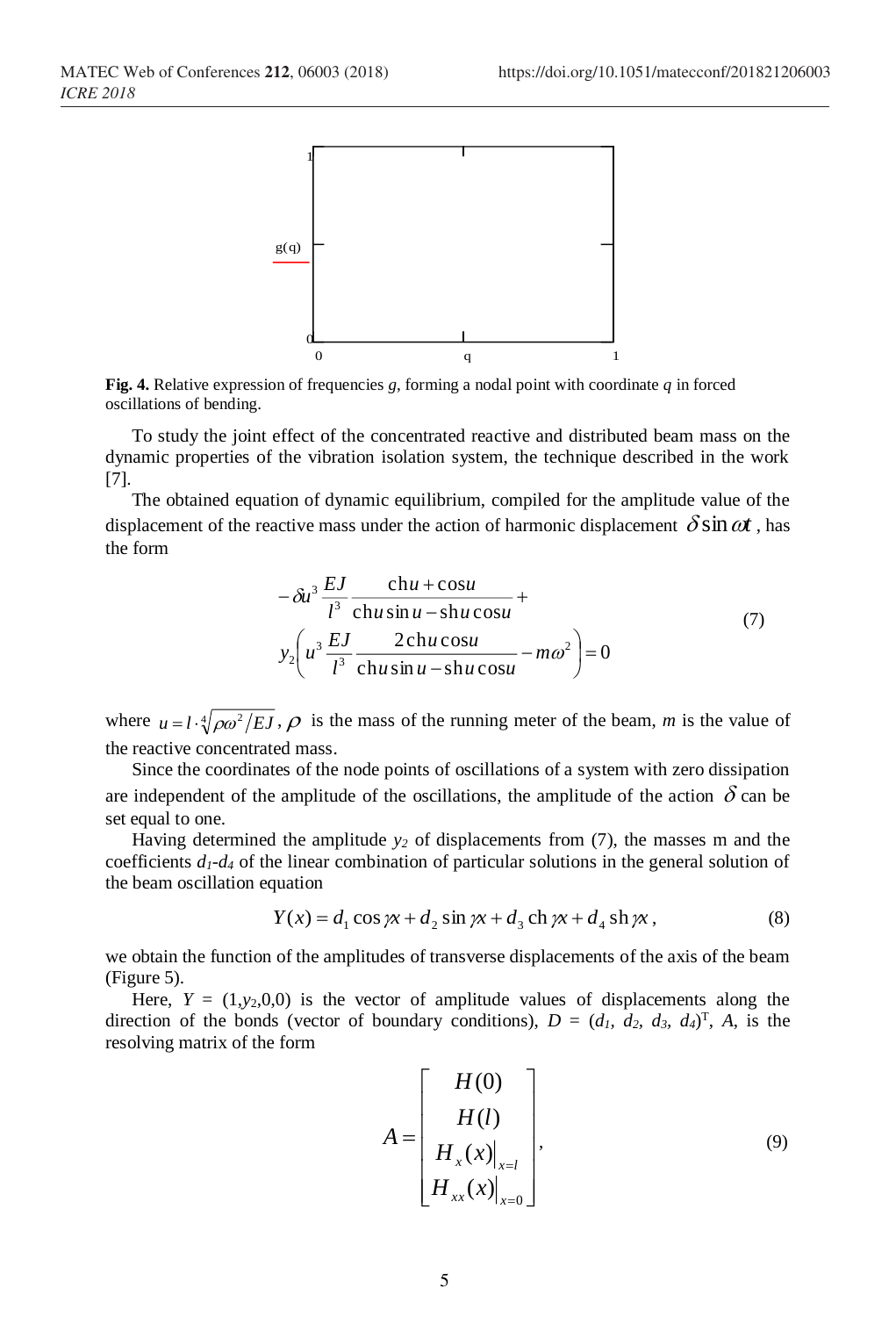1

g(q)

0

0 q 1

**Fig. 4.** Relative expression of frequencies *g*, forming a nodal point with coordinate *q* in forced oscillations of bending.

To study the joint effect of the concentrated reactive and distributed beam mass on the dynamic properties of the vibration isolation system, the technique described in the work [7].

The obtained equation of dynamic equilibrium, compiled for the amplitude value of the displacement of the reactive mass under the action of harmonic displacement $\delta \sin \omega t$, has the form

$$
\begin{aligned}
&-\delta u^3 \frac{EJ}{l^3} \frac{\operatorname{ch} u + \cos u}{\operatorname{ch} u \sin u - \operatorname{sh} u \cos u} + \\
&y_2 \left( u^3 \frac{EJ}{l^3} \frac{2 \operatorname{ch} u \cos u}{\operatorname{ch} u \sin u - \operatorname{sh} u \cos u} - m\omega^2 \right) = 0
\end{aligned}
\tag{7}
$$

where $u = l \cdot \sqrt[4]{\rho \omega^2 / EJ}$, $\rho$ is the mass of the running meter of the beam, *m* is the value of the reactive concentrated mass.

Since the coordinates of the node points of oscillations of a system with zero dissipation are independent of the amplitude of the oscillations, the amplitude of the action $\delta$ can be set equal to one.

Having determined the amplitude $y_2$ of displacements from (7), the masses m and the coefficients $d_1$-$d_4$ of the linear combination of particular solutions in the general solution of the beam oscillation equation

$$
Y(x) = d_1 \cos \gamma x + d_2 \sin \gamma x + d_3 \operatorname{ch} \gamma x + d_4 \operatorname{sh} \gamma x, \tag{8}
$$

we obtain the function of the amplitudes of transverse displacements of the axis of the beam (Figure 5).

Here, $Y = (1, y_2, 0, 0)$ is the vector of amplitude values of displacements along the direction of the bonds (vector of boundary conditions), $D = (d_1, d_2, d_3, d_4)^{\mathrm{T}}$, *A*, is the resolving matrix of the form

$$
A = \begin{bmatrix} H(0) \\ H(l) \\ H_x(x)\big|_{x=l} \\ H_{xx}(x)\big|_{x=0} \end{bmatrix}, \tag{9}
$$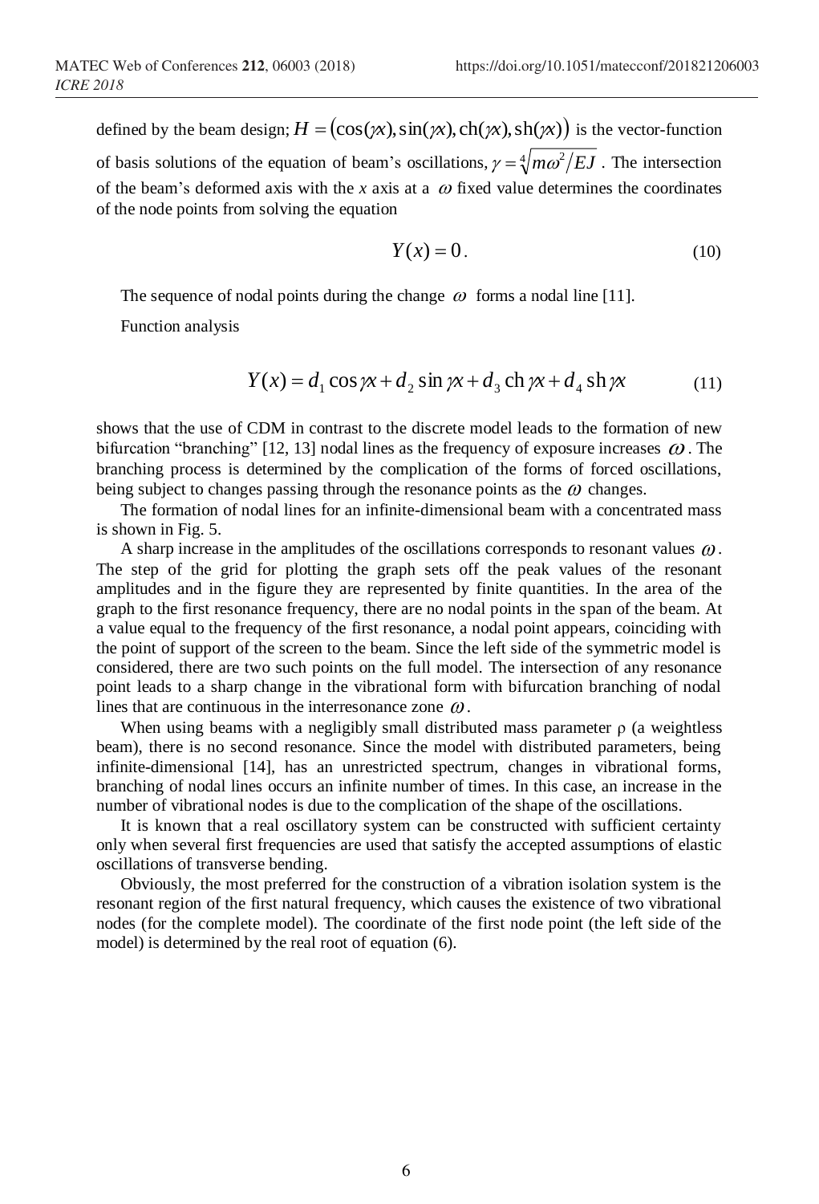defined by the beam design; $H = (\cos(\gamma x), \sin(\gamma x), \mathrm{ch}(\gamma x), \mathrm{sh}(\gamma x))$ is the vector-function of basis solutions of the equation of beam's oscillations, $\gamma = \sqrt[4]{m\omega^2/EJ}$ . The intersection of the beam's deformed axis with the $x$ axis at a $\omega$ fixed value determines the coordinates of the node points from solving the equation

$$Y(x) = 0. \tag{10}$$

The sequence of nodal points during the change $\omega$ forms a nodal line [11].

Function analysis

$$Y(x) = d_1 \cos \gamma x + d_2 \sin \gamma x + d_3 \,\mathrm{ch}\, \gamma x + d_4 \,\mathrm{sh}\, \gamma x \tag{11}$$

shows that the use of CDM in contrast to the discrete model leads to the formation of new bifurcation "branching" [12, 13] nodal lines as the frequency of exposure increases $\omega$ . The branching process is determined by the complication of the forms of forced oscillations, being subject to changes passing through the resonance points as the $\omega$ changes.

The formation of nodal lines for an infinite-dimensional beam with a concentrated mass is shown in Fig. 5.

A sharp increase in the amplitudes of the oscillations corresponds to resonant values $\omega$ . The step of the grid for plotting the graph sets off the peak values of the resonant amplitudes and in the figure they are represented by finite quantities. In the area of the graph to the first resonance frequency, there are no nodal points in the span of the beam. At a value equal to the frequency of the first resonance, a nodal point appears, coinciding with the point of support of the screen to the beam. Since the left side of the symmetric model is considered, there are two such points on the full model. The intersection of any resonance point leads to a sharp change in the vibrational form with bifurcation branching of nodal lines that are continuous in the interresonance zone $\omega$ .

When using beams with a negligibly small distributed mass parameter $\rho$ (a weightless beam), there is no second resonance. Since the model with distributed parameters, being infinite-dimensional [14], has an unrestricted spectrum, changes in vibrational forms, branching of nodal lines occurs an infinite number of times. In this case, an increase in the number of vibrational nodes is due to the complication of the shape of the oscillations.

It is known that a real oscillatory system can be constructed with sufficient certainty only when several first frequencies are used that satisfy the accepted assumptions of elastic oscillations of transverse bending.

Obviously, the most preferred for the construction of a vibration isolation system is the resonant region of the first natural frequency, which causes the existence of two vibrational nodes (for the complete model). The coordinate of the first node point (the left side of the model) is determined by the real root of equation (6).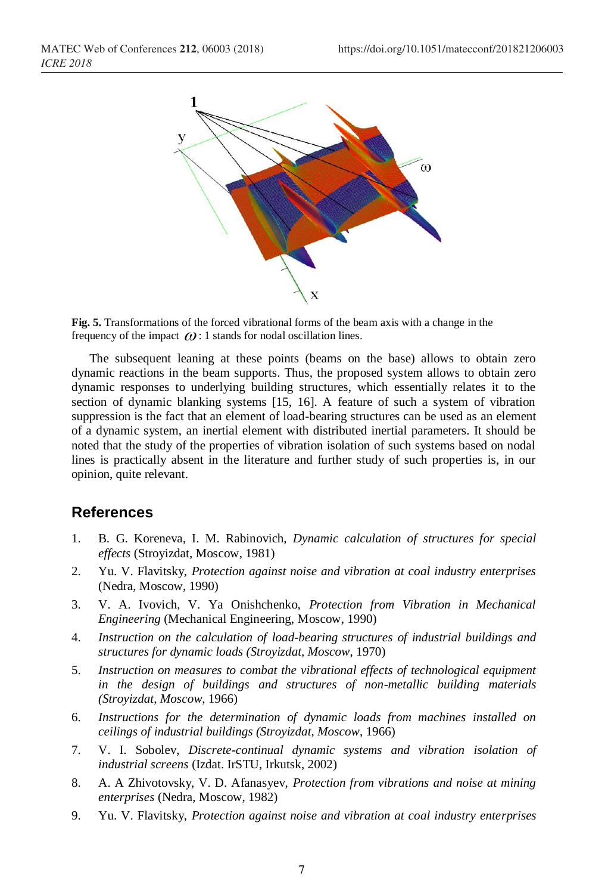1

y

ω

x

**Fig. 5.** Transformations of the forced vibrational forms of the beam axis with a change in the frequency of the impact $\omega$ : 1 stands for nodal oscillation lines.

The subsequent leaning at these points (beams on the base) allows to obtain zero dynamic reactions in the beam supports. Thus, the proposed system allows to obtain zero dynamic responses to underlying building structures, which essentially relates it to the section of dynamic blanking systems [15, 16]. A feature of such a system of vibration suppression is the fact that an element of load-bearing structures can be used as an element of a dynamic system, an inertial element with distributed inertial parameters. It should be noted that the study of the properties of vibration isolation of such systems based on nodal lines is practically absent in the literature and further study of such properties is, in our opinion, quite relevant.

## References

1. B. G. Koreneva, I. M. Rabinovich, *Dynamic calculation of structures for special effects* (Stroyizdat, Moscow, 1981)
2. Yu. V. Flavitsky, *Protection against noise and vibration at coal industry enterprises* (Nedra, Moscow, 1990)
3. V. A. Ivovich, V. Ya Onishchenko, *Protection from Vibration in Mechanical Engineering* (Mechanical Engineering, Moscow, 1990)
4. *Instruction on the calculation of load-bearing structures of industrial buildings and structures for dynamic loads (Stroyizdat, Moscow*, 1970)
5. *Instruction on measures to combat the vibrational effects of technological equipment in the design of buildings and structures of non-metallic building materials (Stroyizdat, Moscow*, 1966)
6. *Instructions for the determination of dynamic loads from machines installed on ceilings of industrial buildings (Stroyizdat, Moscow*, 1966)
7. V. I. Sobolev, *Discrete-continual dynamic systems and vibration isolation of industrial screens* (Izdat. IrSTU, Irkutsk, 2002)
8. A. A Zhivotovsky, V. D. Afanasyev, *Protection from vibrations and noise at mining enterprises* (Nedra, Moscow, 1982)
9. Yu. V. Flavitsky, *Protection against noise and vibration at coal industry enterprises*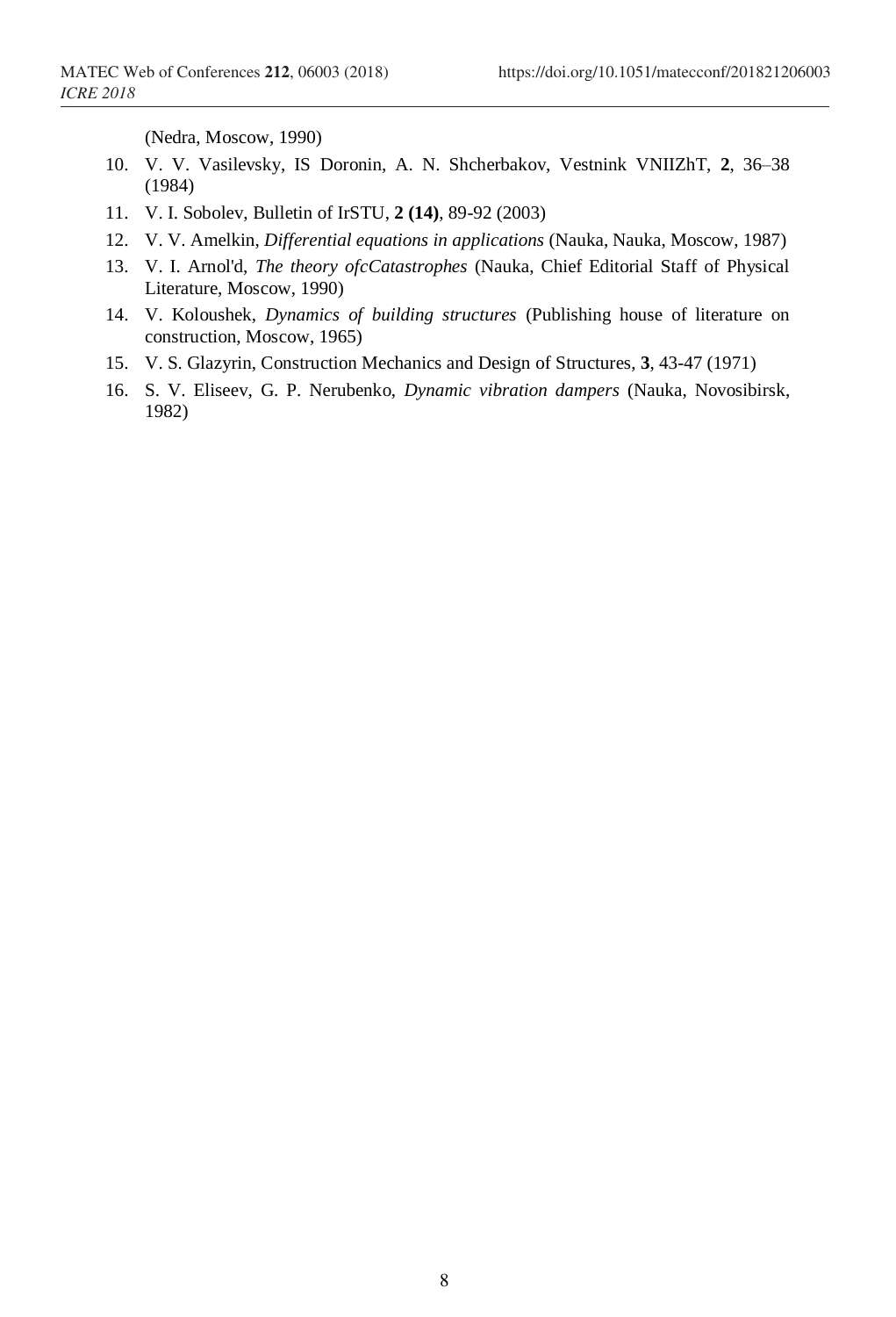(Nedra, Moscow, 1990)

10. V. V. Vasilevsky, IS Doronin, A. N. Shcherbakov, Vestnink VNIIZhT, **2**, 36–38 (1984)
11. V. I. Sobolev, Bulletin of IrSTU, **2 (14)**, 89-92 (2003)
12. V. V. Amelkin, *Differential equations in applications* (Nauka, Nauka, Moscow, 1987)
13. V. I. Arnol'd, *The theory ofcCatastrophes* (Nauka, Chief Editorial Staff of Physical Literature, Moscow, 1990)
14. V. Koloushek, *Dynamics of building structures* (Publishing house of literature on construction, Moscow, 1965)
15. V. S. Glazyrin, Construction Mechanics and Design of Structures, **3**, 43-47 (1971)
16. S. V. Eliseev, G. P. Nerubenko, *Dynamic vibration dampers* (Nauka, Novosibirsk, 1982)